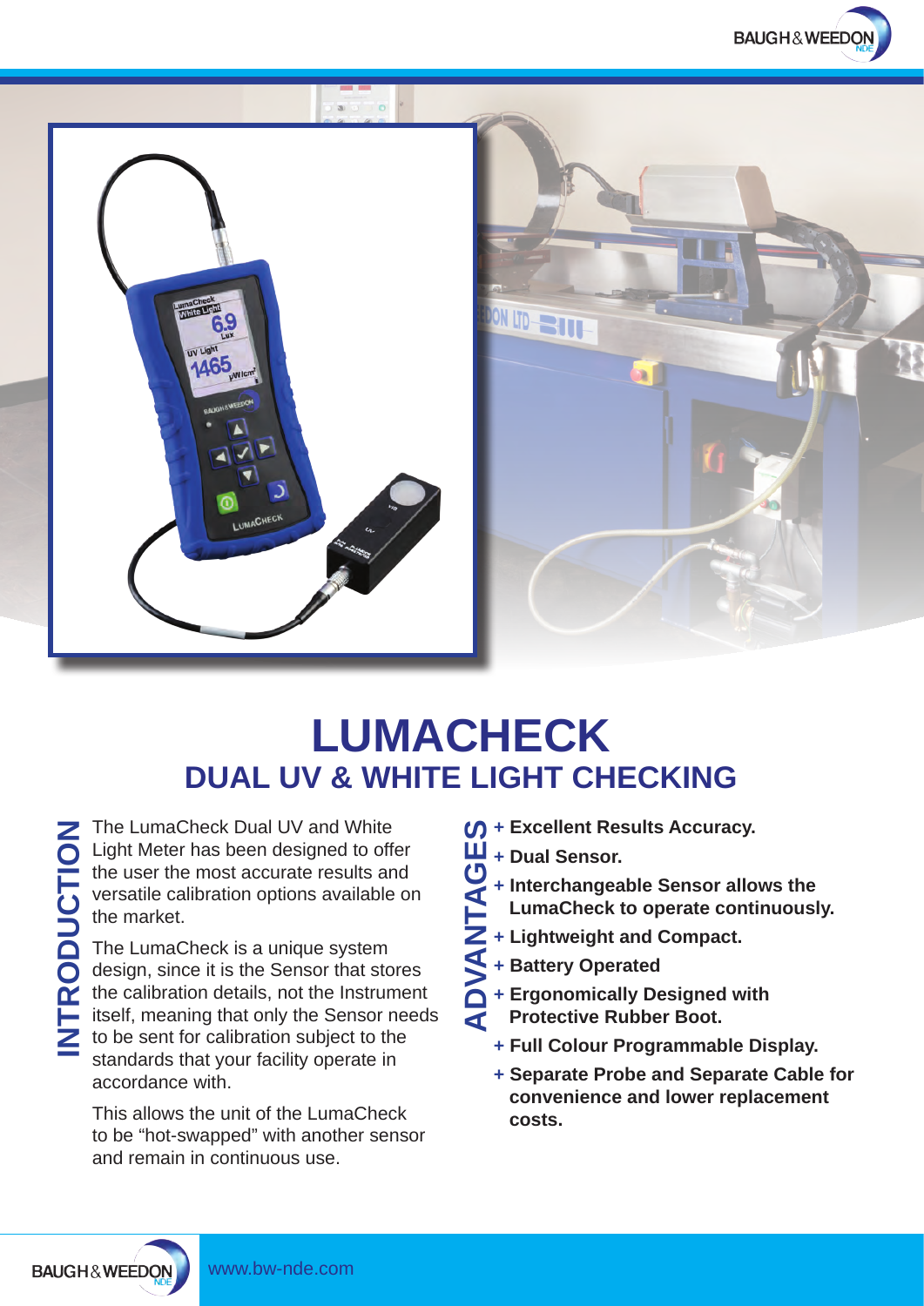# LUMACHECK

## DUAL UV & WHITE LIGHT CHECKING

### INTRODUCTION

The LumaCheck Dual UV and White Light Meter has been designed to offer the user the most accurate results and versatile calibration options available on the market.

The LumaCheck is a unique system design, since it is the Sensor that stores the calibration details, not the Instrument itself, meaning that only the Sensor needs to be sent for calibration subject to the standards that your facility operate in accordance with.

This allows the unit of the LumaCheck to be "hot-swapped" with another sensor and remain in continuous use.

### ADVANTAGES

- **Excellent Results Accuracy.**
- **Dual Sensor.**
- **Interchangeable Sensor allows the LumaCheck to operate continuously.**
- **Lightweight and Compact.**
- **Battery Operated**
- **Ergonomically Designed with Protective Rubber Boot.**
- **Full Colour Programmable Display.**
- **Separate Probe and Separate Cable for convenience and lower replacement costs.**

www.bw-nde.com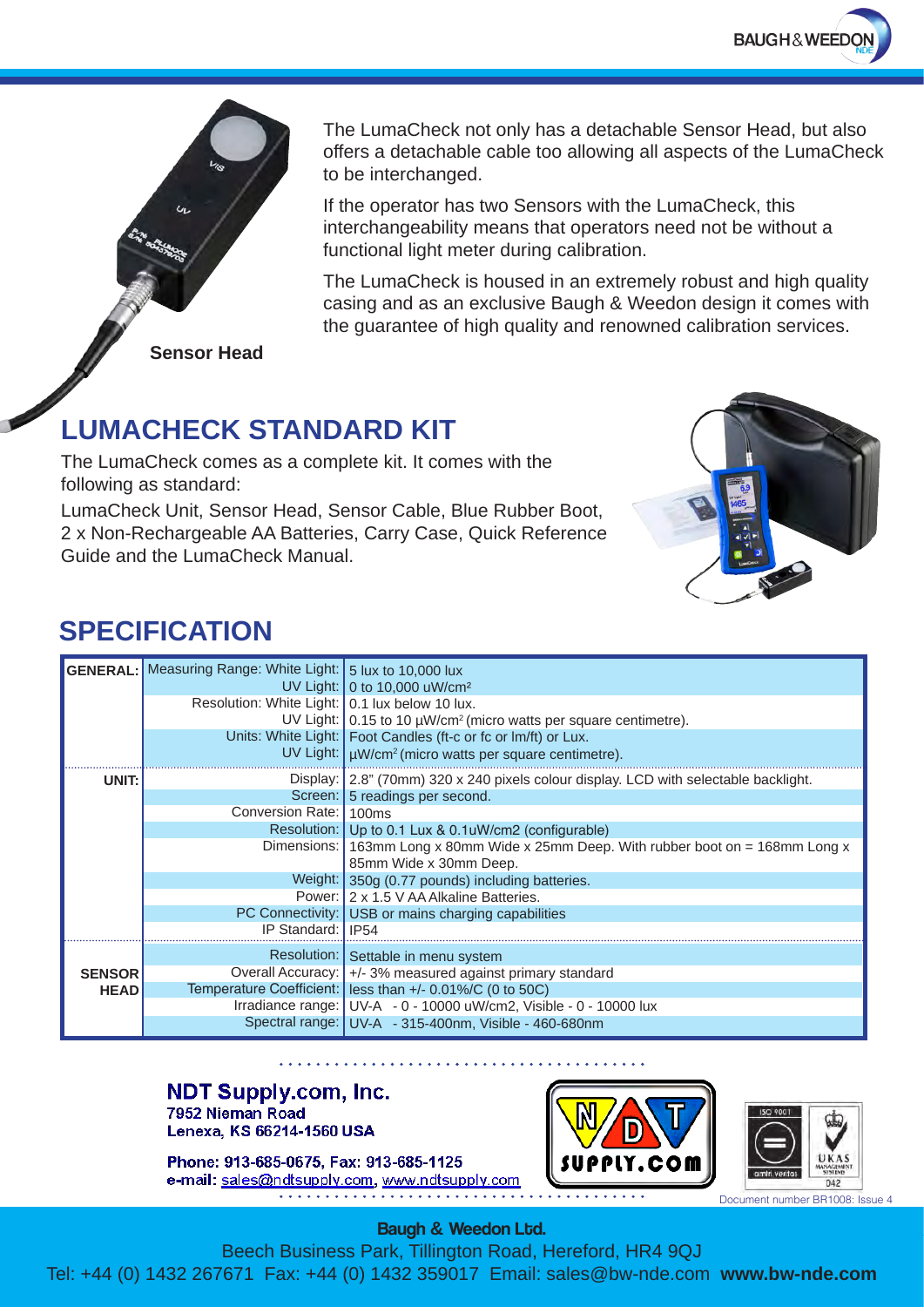The LumaCheck not only has a detachable Sensor Head, but also offers a detachable cable too allowing all aspects of the LumaCheck to be interchanged.

If the operator has two Sensors with the LumaCheck, this interchangeability means that operators need not be without a functional light meter during calibration.

The LumaCheck is housed in an extremely robust and high quality casing and as an exclusive Baugh & Weedon design it comes with the guarantee of high quality and renowned calibration services.

**Sensor Head**

## LUMACHECK STANDARD KIT

The LumaCheck comes as a complete kit. It comes with the following as standard:

LumaCheck Unit, Sensor Head, Sensor Cable, Blue Rubber Boot, 2 x Non-Rechargeable AA Batteries, Carry Case, Quick Reference Guide and the LumaCheck Manual.

## SPECIFICATION

| | | |
|---|---|---|
| **GENERAL:** | Measuring Range: White Light: | 5 lux to 10,000 lux |
| | UV Light: | 0 to 10,000 uW/cm² |
| | Resolution: White Light: | 0.1 lux below 10 lux. |
| | UV Light: | 0.15 to 10 µW/cm² (micro watts per square centimetre). |
| | Units: White Light: | Foot Candles (ft-c or fc or lm/ft) or Lux. |
| | UV Light: | µW/cm² (micro watts per square centimetre). |
| **UNIT:** | Display: | 2.8" (70mm) 320 x 240 pixels colour display. LCD with selectable backlight. |
| | Screen: | 5 readings per second. |
| | Conversion Rate: | 100ms |
| | Resolution: | Up to 0.1 Lux & 0.1uW/cm2 (configurable) |
| | Dimensions: | 163mm Long x 80mm Wide x 25mm Deep. With rubber boot on = 168mm Long x 85mm Wide x 30mm Deep. |
| | Weight: | 350g (0.77 pounds) including batteries. |
| | Power: | 2 x 1.5 V AA Alkaline Batteries. |
| | PC Connectivity: | USB or mains charging capabilities |
| | IP Standard: | IP54 |
| **SENSOR HEAD** | Resolution: | Settable in menu system |
| | Overall Accuracy: | +/- 3% measured against primary standard |
| | Temperature Coefficient: | less than +/- 0.01%/C (0 to 50C) |
| | Irradiance range: | UV-A - 0 - 10000 uW/cm2, Visible - 0 - 10000 lux |
| | Spectral range: | UV-A - 315-400nm, Visible - 460-680nm |

**NDT Supply.com, Inc.**
7952 Nieman Road
Lenexa, KS 66214-1560 USA

Phone: 913-685-0675, Fax: 913-685-1125
e-mail: sales@ndtsupply.com, www.ndtsupply.com

Document number BR1008: Issue 4

**Baugh & Weedon Ltd.**
Beech Business Park, Tillington Road, Hereford, HR4 9QJ
Tel: +44 (0) 1432 267671 Fax: +44 (0) 1432 359017 Email: sales@bw-nde.com **www.bw-nde.com**